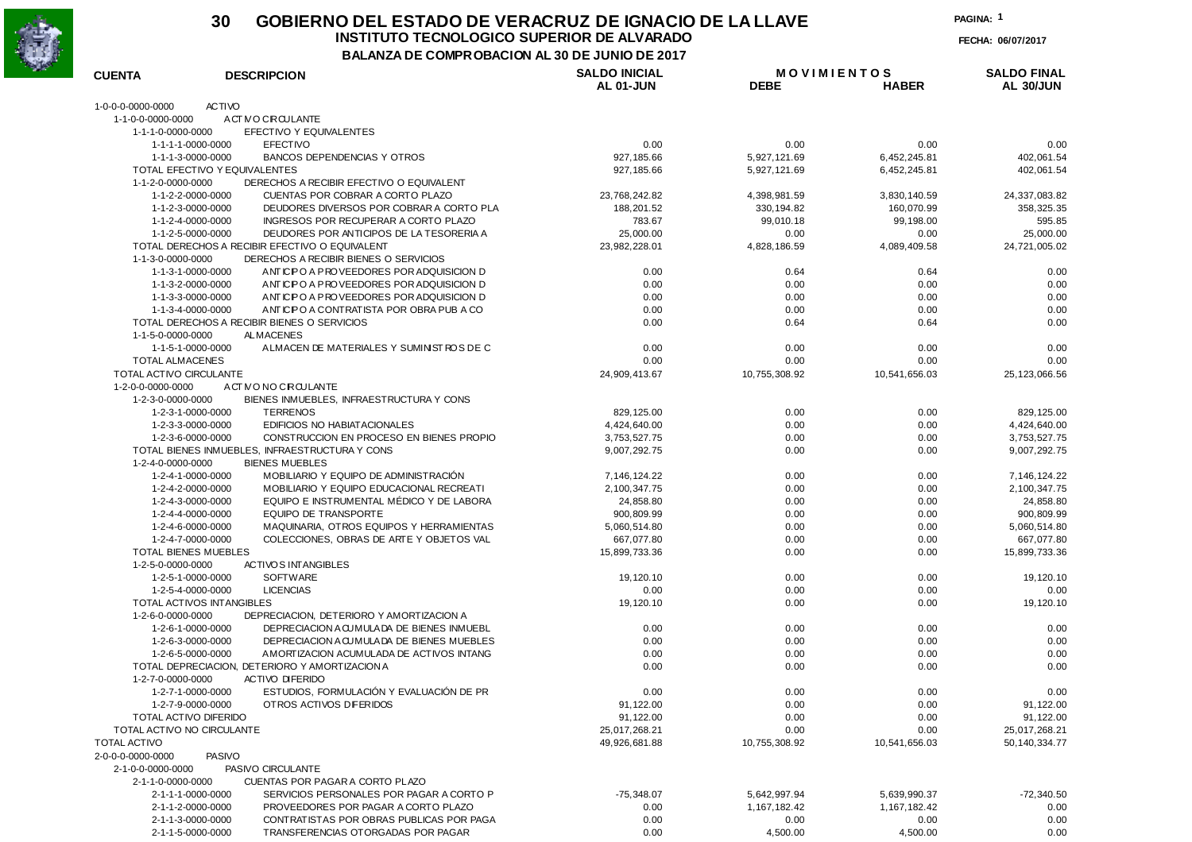# 30 GOBIERNO DEL ESTADO DE VERACRUZ DE IGNACIO DE LA LLAVE

## INSTITUTO TECNOLOGICO SUPERIOR DE ALVARADO

### BALANZA DE COMPROBACION AL 30 DE JUNIO DE 2017

PAGINA: 1

FECHA: 06/07/2017

| CUENTA | DESCRIPCION | SALDO INICIAL AL 01-JUN | MOVIMIENTOS DEBE | MOVIMIENTOS HABER | SALDO FINAL AL 30/JUN |
|---|---|---|---|---|---|
| 1-0-0-0-0000-0000 | ACTIVO | | | | |
| 1-1-0-0-0000-0000 | ACTIVO CIRCULANTE | | | | |
| 1-1-1-0-0000-0000 | EFECTIVO Y EQUIVALENTES | | | | |
| 1-1-1-1-0000-0000 | EFECTIVO | 0.00 | 0.00 | 0.00 | 0.00 |
| 1-1-1-3-0000-0000 | BANCOS DEPENDENCIAS Y OTROS | 927,185.66 | 5,927,121.69 | 6,452,245.81 | 402,061.54 |
| TOTAL EFECTIVO Y EQUIVALENTES | | 927,185.66 | 5,927,121.69 | 6,452,245.81 | 402,061.54 |
| 1-1-2-0-0000-0000 | DERECHOS A RECIBIR EFECTIVO O EQUIVALENT | | | | |
| 1-1-2-2-0000-0000 | CUENTAS POR COBRAR A CORTO PLAZO | 23,768,242.82 | 4,398,981.59 | 3,830,140.59 | 24,337,083.82 |
| 1-1-2-3-0000-0000 | DEUDORES DIVERSOS POR COBRAR A CORTO PLA | 188,201.52 | 330,194.82 | 160,070.99 | 358,325.35 |
| 1-1-2-4-0000-0000 | INGRESOS POR RECUPERAR A CORTO PLAZO | 783.67 | 99,010.18 | 99,198.00 | 595.85 |
| 1-1-2-5-0000-0000 | DEUDORES POR ANTICIPOS DE LA TESORERIA A | 25,000.00 | 0.00 | 0.00 | 25,000.00 |
| TOTAL DERECHOS A RECIBIR EFECTIVO O EQUIVALENT | | 23,982,228.01 | 4,828,186.59 | 4,089,409.58 | 24,721,005.02 |
| 1-1-3-0-0000-0000 | DERECHOS A RECIBIR BIENES O SERVICIOS | | | | |
| 1-1-3-1-0000-0000 | ANTICIPO A PROVEEDORES POR ADQUISICION D | 0.00 | 0.64 | 0.64 | 0.00 |
| 1-1-3-2-0000-0000 | ANTICIPO A PROVEEDORES POR ADQUISICION D | 0.00 | 0.00 | 0.00 | 0.00 |
| 1-1-3-3-0000-0000 | ANTICIPO A PROVEEDORES POR ADQUISICION D | 0.00 | 0.00 | 0.00 | 0.00 |
| 1-1-3-4-0000-0000 | ANTICIPO A CONTRATISTA POR OBRA PUB A CO | 0.00 | 0.00 | 0.00 | 0.00 |
| TOTAL DERECHOS A RECIBIR BIENES O SERVICIOS | | 0.00 | 0.64 | 0.64 | 0.00 |
| 1-1-5-0-0000-0000 | ALMACENES | | | | |
| 1-1-5-1-0000-0000 | ALMACEN DE MATERIALES Y SUMINISTROS DE C | 0.00 | 0.00 | 0.00 | 0.00 |
| TOTAL ALMACENES | | 0.00 | 0.00 | 0.00 | 0.00 |
| TOTAL ACTIVO CIRCULANTE | | 24,909,413.67 | 10,755,308.92 | 10,541,656.03 | 25,123,066.56 |
| 1-2-0-0-0000-0000 | ACTIVO NO CIRCULANTE | | | | |
| 1-2-3-0-0000-0000 | BIENES INMUEBLES, INFRAESTRUCTURA Y CONS | | | | |
| 1-2-3-1-0000-0000 | TERRENOS | 829,125.00 | 0.00 | 0.00 | 829,125.00 |
| 1-2-3-3-0000-0000 | EDIFICIOS NO HABIATACIONALES | 4,424,640.00 | 0.00 | 0.00 | 4,424,640.00 |
| 1-2-3-6-0000-0000 | CONSTRUCCION EN PROCESO EN BIENES PROPIO | 3,753,527.75 | 0.00 | 0.00 | 3,753,527.75 |
| TOTAL BIENES INMUEBLES, INFRAESTRUCTURA Y CONS | | 9,007,292.75 | 0.00 | 0.00 | 9,007,292.75 |
| 1-2-4-0-0000-0000 | BIENES MUEBLES | | | | |
| 1-2-4-1-0000-0000 | MOBILIARIO Y EQUIPO DE ADMINISTRACIÓN | 7,146,124.22 | 0.00 | 0.00 | 7,146,124.22 |
| 1-2-4-2-0000-0000 | MOBILIARIO Y EQUIPO EDUCACIONAL RECREATI | 2,100,347.75 | 0.00 | 0.00 | 2,100,347.75 |
| 1-2-4-3-0000-0000 | EQUIPO E INSTRUMENTAL MÉDICO Y DE LABORA | 24,858.80 | 0.00 | 0.00 | 24,858.80 |
| 1-2-4-4-0000-0000 | EQUIPO DE TRANSPORTE | 900,809.99 | 0.00 | 0.00 | 900,809.99 |
| 1-2-4-6-0000-0000 | MAQUINARIA, OTROS EQUIPOS Y HERRAMIENTAS | 5,060,514.80 | 0.00 | 0.00 | 5,060,514.80 |
| 1-2-4-7-0000-0000 | COLECCIONES, OBRAS DE ARTE Y OBJETOS VAL | 667,077.80 | 0.00 | 0.00 | 667,077.80 |
| TOTAL BIENES MUEBLES | | 15,899,733.36 | 0.00 | 0.00 | 15,899,733.36 |
| 1-2-5-0-0000-0000 | ACTIVOS INTANGIBLES | | | | |
| 1-2-5-1-0000-0000 | SOFTWARE | 19,120.10 | 0.00 | 0.00 | 19,120.10 |
| 1-2-5-4-0000-0000 | LICENCIAS | 0.00 | 0.00 | 0.00 | 0.00 |
| TOTAL ACTIVOS INTANGIBLES | | 19,120.10 | 0.00 | 0.00 | 19,120.10 |
| 1-2-6-0-0000-0000 | DEPRECIACION, DETERIORO Y AMORTIZACION A | | | | |
| 1-2-6-1-0000-0000 | DEPRECIACION ACUMULADA DE BIENES INMUEBL | 0.00 | 0.00 | 0.00 | 0.00 |
| 1-2-6-3-0000-0000 | DEPRECIACION ACUMULADA DE BIENES MUEBLES | 0.00 | 0.00 | 0.00 | 0.00 |
| 1-2-6-5-0000-0000 | AMORTIZACION ACUMULADA DE ACTIVOS INTANG | 0.00 | 0.00 | 0.00 | 0.00 |
| TOTAL DEPRECIACION, DETERIORO Y AMORTIZACION A | | 0.00 | 0.00 | 0.00 | 0.00 |
| 1-2-7-0-0000-0000 | ACTIVO DIFERIDO | | | | |
| 1-2-7-1-0000-0000 | ESTUDIOS, FORMULACIÓN Y EVALUACIÓN DE PR | 0.00 | 0.00 | 0.00 | 0.00 |
| 1-2-7-9-0000-0000 | OTROS ACTIVOS DIFERIDOS | 91,122.00 | 0.00 | 0.00 | 91,122.00 |
| TOTAL ACTIVO DIFERIDO | | 91,122.00 | 0.00 | 0.00 | 91,122.00 |
| TOTAL ACTIVO NO CIRCULANTE | | 25,017,268.21 | 0.00 | 0.00 | 25,017,268.21 |
| TOTAL ACTIVO | | 49,926,681.88 | 10,755,308.92 | 10,541,656.03 | 50,140,334.77 |
| 2-0-0-0-0000-0000 | PASIVO | | | | |
| 2-1-0-0-0000-0000 | PASIVO CIRCULANTE | | | | |
| 2-1-1-0-0000-0000 | CUENTAS POR PAGAR A CORTO PLAZO | | | | |
| 2-1-1-1-0000-0000 | SERVICIOS PERSONALES POR PAGAR A CORTO P | -75,348.07 | 5,642,997.94 | 5,639,990.37 | -72,340.50 |
| 2-1-1-2-0000-0000 | PROVEEDORES POR PAGAR A CORTO PLAZO | 0.00 | 1,167,182.42 | 1,167,182.42 | 0.00 |
| 2-1-1-3-0000-0000 | CONTRATISTAS POR OBRAS PUBLICAS POR PAGA | 0.00 | 0.00 | 0.00 | 0.00 |
| 2-1-1-5-0000-0000 | TRANSFERENCIAS OTORGADAS POR PAGAR | 0.00 | 4,500.00 | 4,500.00 | 0.00 |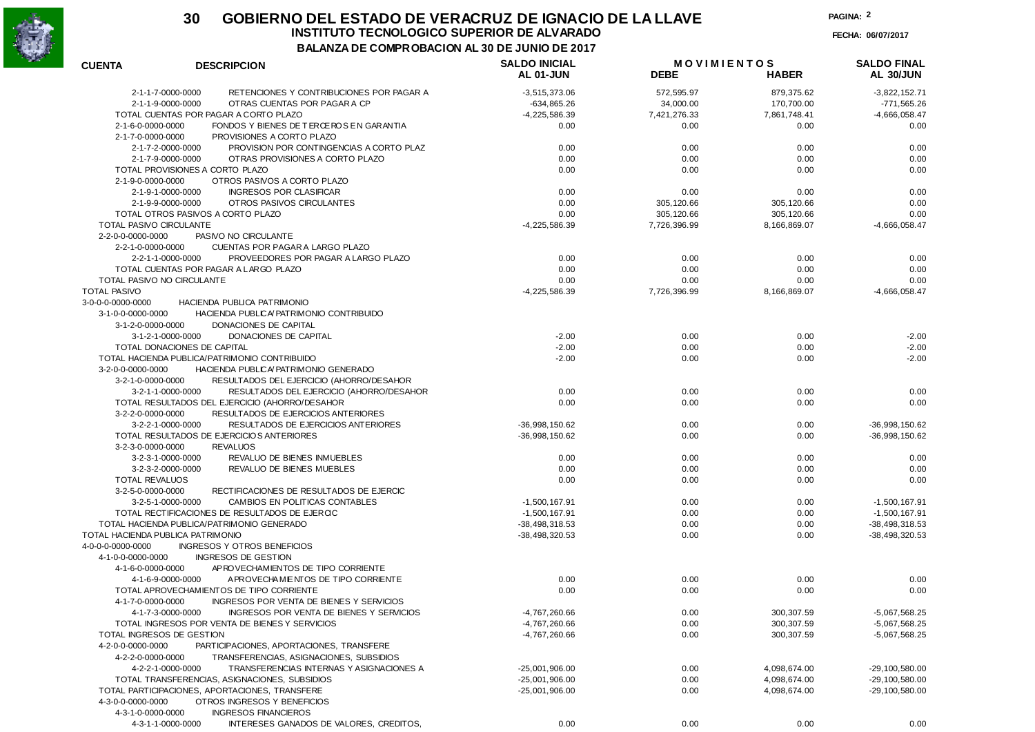# 30 GOBIERNO DEL ESTADO DE VERACRUZ DE IGNACIO DE LA LLAVE

## INSTITUTO TECNOLOGICO SUPERIOR DE ALVARADO

### BALANZA DE COMPROBACION AL 30 DE JUNIO DE 2017

FECHA: 06/07/2017

| CUENTA | DESCRIPCION | SALDO INICIAL AL 01-JUN | MOVIMIENTOS DEBE | MOVIMIENTOS HABER | SALDO FINAL AL 30/JUN |
|---|---|---|---|---|---|
| 2-1-1-7-0000-0000 | RETENCIONES Y CONTRIBUCIONES POR PAGAR A | -3,515,373.06 | 572,595.97 | 879,375.62 | -3,822,152.71 |
| 2-1-1-9-0000-0000 | OTRAS CUENTAS POR PAGAR A CP | -634,865.26 | 34,000.00 | 170,700.00 | -771,565.26 |
| | TOTAL CUENTAS POR PAGAR A CORTO PLAZO | -4,225,586.39 | 7,421,276.33 | 7,861,748.41 | -4,666,058.47 |
| 2-1-6-0-0000-0000 | FONDOS Y BIENES DE TERCEROS EN GARANTIA | 0.00 | 0.00 | 0.00 | 0.00 |
| 2-1-7-0-0000-0000 | PROVISIONES A CORTO PLAZO | | | | |
| 2-1-7-2-0000-0000 | PROVISION POR CONTINGENCIAS A CORTO PLAZ | 0.00 | 0.00 | 0.00 | 0.00 |
| 2-1-7-9-0000-0000 | OTRAS PROVISIONES A CORTO PLAZO | 0.00 | 0.00 | 0.00 | 0.00 |
| | TOTAL PROVISIONES A CORTO PLAZO | 0.00 | 0.00 | 0.00 | 0.00 |
| 2-1-9-0-0000-0000 | OTROS PASIVOS A CORTO PLAZO | | | | |
| 2-1-9-1-0000-0000 | INGRESOS POR CLASIFICAR | 0.00 | 0.00 | 0.00 | 0.00 |
| 2-1-9-9-0000-0000 | OTROS PASIVOS CIRCULANTES | 0.00 | 305,120.66 | 305,120.66 | 0.00 |
| | TOTAL OTROS PASIVOS A CORTO PLAZO | 0.00 | 305,120.66 | 305,120.66 | 0.00 |
| | TOTAL PASIVO CIRCULANTE | -4,225,586.39 | 7,726,396.99 | 8,166,869.07 | -4,666,058.47 |
| 2-2-0-0-0000-0000 | PASIVO NO CIRCULANTE | | | | |
| 2-2-1-0-0000-0000 | CUENTAS POR PAGAR A LARGO PLAZO | | | | |
| 2-2-1-1-0000-0000 | PROVEEDORES POR PAGAR A LARGO PLAZO | 0.00 | 0.00 | 0.00 | 0.00 |
| | TOTAL CUENTAS POR PAGAR A LARGO PLAZO | 0.00 | 0.00 | 0.00 | 0.00 |
| | TOTAL PASIVO NO CIRCULANTE | 0.00 | 0.00 | 0.00 | 0.00 |
| | TOTAL PASIVO | -4,225,586.39 | 7,726,396.99 | 8,166,869.07 | -4,666,058.47 |
| 3-0-0-0-0000-0000 | HACIENDA PUBLICA PATRIMONIO | | | | |
| 3-1-0-0-0000-0000 | HACIENDA PUBLICA/PATRIMONIO CONTRIBUIDO | | | | |
| 3-1-2-0-0000-0000 | DONACIONES DE CAPITAL | | | | |
| 3-1-2-1-0000-0000 | DONACIONES DE CAPITAL | -2.00 | 0.00 | 0.00 | -2.00 |
| | TOTAL DONACIONES DE CAPITAL | -2.00 | 0.00 | 0.00 | -2.00 |
| | TOTAL HACIENDA PUBLICA/PATRIMONIO CONTRIBUIDO | -2.00 | 0.00 | 0.00 | -2.00 |
| 3-2-0-0-0000-0000 | HACIENDA PUBLICA/PATRIMONIO GENERADO | | | | |
| 3-2-1-0-0000-0000 | RESULTADOS DEL EJERCICIO (AHORRO/DESAHOR | | | | |
| 3-2-1-1-0000-0000 | RESULTADOS DEL EJERCICIO (AHORRO/DESAHOR | 0.00 | 0.00 | 0.00 | 0.00 |
| | TOTAL RESULTADOS DEL EJERCICIO (AHORRO/DESAHOR | 0.00 | 0.00 | 0.00 | 0.00 |
| 3-2-2-0-0000-0000 | RESULTADOS DE EJERCICIOS ANTERIORES | | | | |
| 3-2-2-1-0000-0000 | RESULTADOS DE EJERCICIOS ANTERIORES | -36,998,150.62 | 0.00 | 0.00 | -36,998,150.62 |
| | TOTAL RESULTADOS DE EJERCICIOS ANTERIORES | -36,998,150.62 | 0.00 | 0.00 | -36,998,150.62 |
| 3-2-3-0-0000-0000 | REVALUOS | | | | |
| 3-2-3-1-0000-0000 | REVALUO DE BIENES INMUEBLES | 0.00 | 0.00 | 0.00 | 0.00 |
| 3-2-3-2-0000-0000 | REVALUO DE BIENES MUEBLES | 0.00 | 0.00 | 0.00 | 0.00 |
| | TOTAL REVALUOS | 0.00 | 0.00 | 0.00 | 0.00 |
| 3-2-5-0-0000-0000 | RECTIFICACIONES DE RESULTADOS DE EJERCIC | | | | |
| 3-2-5-1-0000-0000 | CAMBIOS EN POLITICAS CONTABLES | -1,500,167.91 | 0.00 | 0.00 | -1,500,167.91 |
| | TOTAL RECTIFICACIONES DE RESULTADOS DE EJERCIC | -1,500,167.91 | 0.00 | 0.00 | -1,500,167.91 |
| | TOTAL HACIENDA PUBLICA/PATRIMONIO GENERADO | -38,498,318.53 | 0.00 | 0.00 | -38,498,318.53 |
| | TOTAL HACIENDA PUBLICA PATRIMONIO | -38,498,320.53 | 0.00 | 0.00 | -38,498,320.53 |
| 4-0-0-0-0000-0000 | INGRESOS Y OTROS BENEFICIOS | | | | |
| 4-1-0-0-0000-0000 | INGRESOS DE GESTION | | | | |
| 4-1-6-0-0000-0000 | APROVECHAMIENTOS DE TIPO CORRIENTE | | | | |
| 4-1-6-9-0000-0000 | APROVECHAMIENTOS DE TIPO CORRIENTE | 0.00 | 0.00 | 0.00 | 0.00 |
| | TOTAL APROVECHAMIENTOS DE TIPO CORRIENTE | 0.00 | 0.00 | 0.00 | 0.00 |
| 4-1-7-0-0000-0000 | INGRESOS POR VENTA DE BIENES Y SERVICIOS | | | | |
| 4-1-7-3-0000-0000 | INGRESOS POR VENTA DE BIENES Y SERVICIOS | -4,767,260.66 | 0.00 | 300,307.59 | -5,067,568.25 |
| | TOTAL INGRESOS POR VENTA DE BIENES Y SERVICIOS | -4,767,260.66 | 0.00 | 300,307.59 | -5,067,568.25 |
| | TOTAL INGRESOS DE GESTION | -4,767,260.66 | 0.00 | 300,307.59 | -5,067,568.25 |
| 4-2-0-0-0000-0000 | PARTICIPACIONES, APORTACIONES, TRANSFERE | | | | |
| 4-2-2-0-0000-0000 | TRANSFERENCIAS, ASIGNACIONES, SUBSIDIOS | | | | |
| 4-2-2-1-0000-0000 | TRANSFERENCIAS INTERNAS Y ASIGNACIONES A | -25,001,906.00 | 0.00 | 4,098,674.00 | -29,100,580.00 |
| | TOTAL TRANSFERENCIAS, ASIGNACIONES, SUBSIDIOS | -25,001,906.00 | 0.00 | 4,098,674.00 | -29,100,580.00 |
| | TOTAL PARTICIPACIONES, APORTACIONES, TRANSFERE | -25,001,906.00 | 0.00 | 4,098,674.00 | -29,100,580.00 |
| 4-3-0-0-0000-0000 | OTROS INGRESOS Y BENEFICIOS | | | | |
| 4-3-1-0-0000-0000 | INGRESOS FINANCIEROS | | | | |
| 4-3-1-1-0000-0000 | INTERESES GANADOS DE VALORES, CREDITOS, | 0.00 | 0.00 | 0.00 | 0.00 |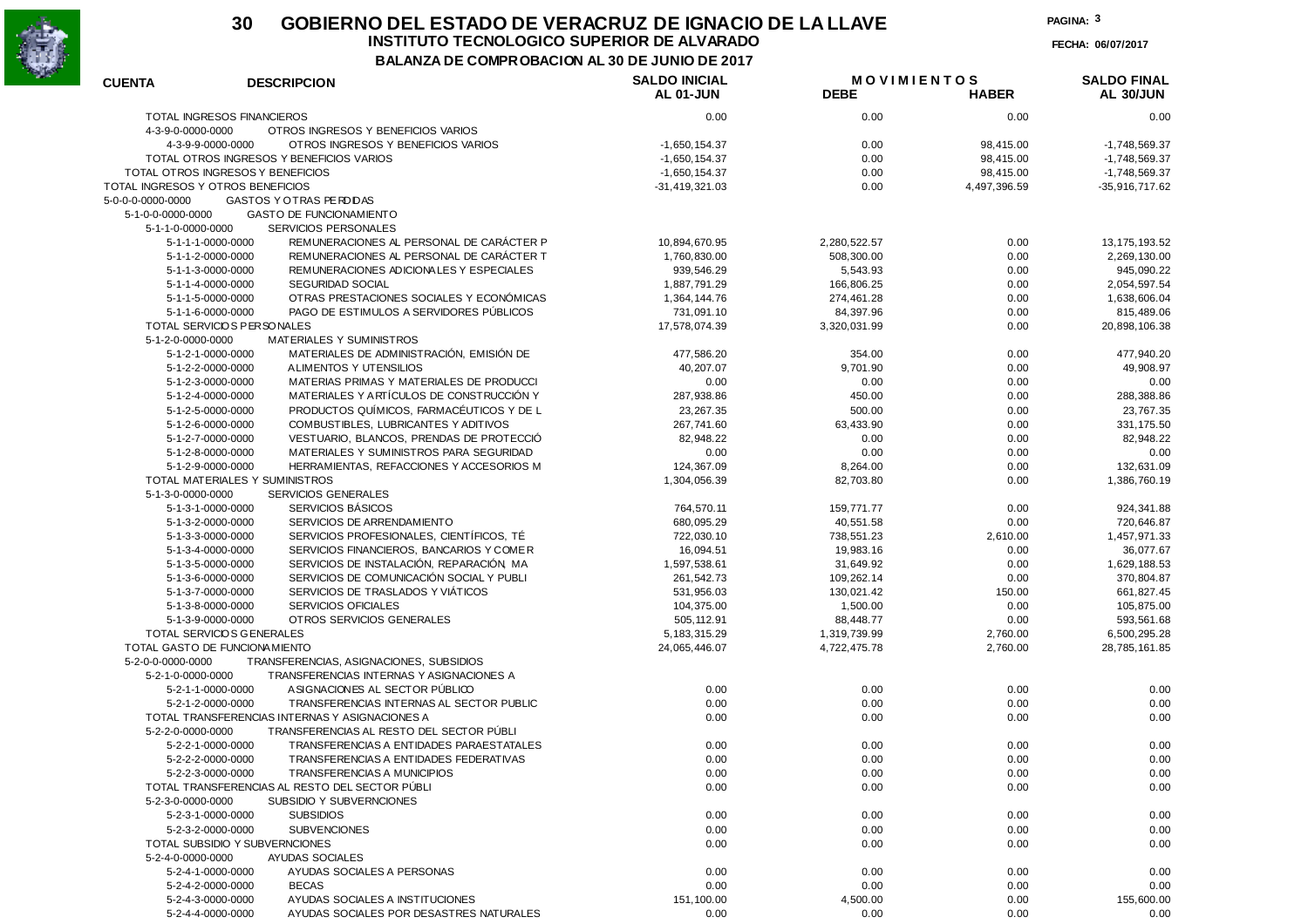# 30 GOBIERNO DEL ESTADO DE VERACRUZ DE IGNACIO DE LA LLAVE

## INSTITUTO TECNOLOGICO SUPERIOR DE ALVARADO

### BALANZA DE COMPROBACION AL 30 DE JUNIO DE 2017

FECHA: 06/07/2017

| CUENTA | DESCRIPCION | SALDO INICIAL AL 01-JUN | MOVIMIENTOS DEBE | MOVIMIENTOS HABER | SALDO FINAL AL 30/JUN |
|---|---|---|---|---|---|
| TOTAL INGRESOS FINANCIEROS | | 0.00 | 0.00 | 0.00 | 0.00 |
| 4-3-9-0-0000-0000 | OTROS INGRESOS Y BENEFICIOS VARIOS | | | | |
| 4-3-9-9-0000-0000 | OTROS INGRESOS Y BENEFICIOS VARIOS | -1,650,154.37 | 0.00 | 98,415.00 | -1,748,569.37 |
| TOTAL OTROS INGRESOS Y BENEFICIOS VARIOS | | -1,650,154.37 | 0.00 | 98,415.00 | -1,748,569.37 |
| TOTAL OTROS INGRESOS Y BENEFICIOS | | -1,650,154.37 | 0.00 | 98,415.00 | -1,748,569.37 |
| TOTAL INGRESOS Y OTROS BENEFICIOS | | -31,419,321.03 | 0.00 | 4,497,396.59 | -35,916,717.62 |
| 5-0-0-0-0000-0000 | GASTOS Y OTRAS PERDIDAS | | | | |
| 5-1-0-0-0000-0000 | GASTO DE FUNCIONAMIENTO | | | | |
| 5-1-1-0-0000-0000 | SERVICIOS PERSONALES | | | | |
| 5-1-1-1-0000-0000 | REMUNERACIONES AL PERSONAL DE CARÁCTER P | 10,894,670.95 | 2,280,522.57 | 0.00 | 13,175,193.52 |
| 5-1-1-2-0000-0000 | REMUNERACIONES AL PERSONAL DE CARÁCTER T | 1,760,830.00 | 508,300.00 | 0.00 | 2,269,130.00 |
| 5-1-1-3-0000-0000 | REMUNERACIONES ADICIONALES Y ESPECIALES | 939,546.29 | 5,543.93 | 0.00 | 945,090.22 |
| 5-1-1-4-0000-0000 | SEGURIDAD SOCIAL | 1,887,791.29 | 166,806.25 | 0.00 | 2,054,597.54 |
| 5-1-1-5-0000-0000 | OTRAS PRESTACIONES SOCIALES Y ECONÓMICAS | 1,364,144.76 | 274,461.28 | 0.00 | 1,638,606.04 |
| 5-1-1-6-0000-0000 | PAGO DE ESTIMULOS A SERVIDORES PÚBLICOS | 731,091.10 | 84,397.96 | 0.00 | 815,489.06 |
| TOTAL SERVICIOS PERSONALES | | 17,578,074.39 | 3,320,031.99 | 0.00 | 20,898,106.38 |
| 5-1-2-0-0000-0000 | MATERIALES Y SUMINISTROS | | | | |
| 5-1-2-1-0000-0000 | MATERIALES DE ADMINISTRACIÓN, EMISIÓN DE | 477,586.20 | 354.00 | 0.00 | 477,940.20 |
| 5-1-2-2-0000-0000 | ALIMENTOS Y UTENSILIOS | 40,207.07 | 9,701.90 | 0.00 | 49,908.97 |
| 5-1-2-3-0000-0000 | MATERIAS PRIMAS Y MATERIALES DE PRODUCCI | 0.00 | 0.00 | 0.00 | 0.00 |
| 5-1-2-4-0000-0000 | MATERIALES Y ARTÍCULOS DE CONSTRUCCIÓN Y | 287,938.86 | 450.00 | 0.00 | 288,388.86 |
| 5-1-2-5-0000-0000 | PRODUCTOS QUÍMICOS, FARMACÉUTICOS Y DE L | 23,267.35 | 500.00 | 0.00 | 23,767.35 |
| 5-1-2-6-0000-0000 | COMBUSTIBLES, LUBRICANTES Y ADITIVOS | 267,741.60 | 63,433.90 | 0.00 | 331,175.50 |
| 5-1-2-7-0000-0000 | VESTUARIO, BLANCOS, PRENDAS DE PROTECCIÓ | 82,948.22 | 0.00 | 0.00 | 82,948.22 |
| 5-1-2-8-0000-0000 | MATERIALES Y SUMINISTROS PARA SEGURIDAD | 0.00 | 0.00 | 0.00 | 0.00 |
| 5-1-2-9-0000-0000 | HERRAMIENTAS, REFACCIONES Y ACCESORIOS M | 124,367.09 | 8,264.00 | 0.00 | 132,631.09 |
| TOTAL MATERIALES Y SUMINISTROS | | 1,304,056.39 | 82,703.80 | 0.00 | 1,386,760.19 |
| 5-1-3-0-0000-0000 | SERVICIOS GENERALES | | | | |
| 5-1-3-1-0000-0000 | SERVICIOS BÁSICOS | 764,570.11 | 159,771.77 | 0.00 | 924,341.88 |
| 5-1-3-2-0000-0000 | SERVICIOS DE ARRENDAMIENTO | 680,095.29 | 40,551.58 | 0.00 | 720,646.87 |
| 5-1-3-3-0000-0000 | SERVICIOS PROFESIONALES, CIENTÍFICOS, TÉ | 722,030.10 | 738,551.23 | 2,610.00 | 1,457,971.33 |
| 5-1-3-4-0000-0000 | SERVICIOS FINANCIEROS, BANCARIOS Y COMER | 16,094.51 | 19,983.16 | 0.00 | 36,077.67 |
| 5-1-3-5-0000-0000 | SERVICIOS DE INSTALACIÓN, REPARACIÓN, MA | 1,597,538.61 | 31,649.92 | 0.00 | 1,629,188.53 |
| 5-1-3-6-0000-0000 | SERVICIOS DE COMUNICACIÓN SOCIAL Y PUBLI | 261,542.73 | 109,262.14 | 0.00 | 370,804.87 |
| 5-1-3-7-0000-0000 | SERVICIOS DE TRASLADOS Y VIÁTICOS | 531,956.03 | 130,021.42 | 150.00 | 661,827.45 |
| 5-1-3-8-0000-0000 | SERVICIOS OFICIALES | 104,375.00 | 1,500.00 | 0.00 | 105,875.00 |
| 5-1-3-9-0000-0000 | OTROS SERVICIOS GENERALES | 505,112.91 | 88,448.77 | 0.00 | 593,561.68 |
| TOTAL SERVICIOS GENERALES | | 5,183,315.29 | 1,319,739.99 | 2,760.00 | 6,500,295.28 |
| TOTAL GASTO DE FUNCIONAMIENTO | | 24,065,446.07 | 4,722,475.78 | 2,760.00 | 28,785,161.85 |
| 5-2-0-0-0000-0000 | TRANSFERENCIAS, ASIGNACIONES, SUBSIDIOS | | | | |
| 5-2-1-0-0000-0000 | TRANSFERENCIAS INTERNAS Y ASIGNACIONES A | | | | |
| 5-2-1-1-0000-0000 | ASIGNACIONES AL SECTOR PÚBLICO | 0.00 | 0.00 | 0.00 | 0.00 |
| 5-2-1-2-0000-0000 | TRANSFERENCIAS INTERNAS AL SECTOR PUBLIC | 0.00 | 0.00 | 0.00 | 0.00 |
| TOTAL TRANSFERENCIAS INTERNAS Y ASIGNACIONES A | | 0.00 | 0.00 | 0.00 | 0.00 |
| 5-2-2-0-0000-0000 | TRANSFERENCIAS AL RESTO DEL SECTOR PÚBLI | | | | |
| 5-2-2-1-0000-0000 | TRANSFERENCIAS A ENTIDADES PARAESTATALES | 0.00 | 0.00 | 0.00 | 0.00 |
| 5-2-2-2-0000-0000 | TRANSFERENCIAS A ENTIDADES FEDERATIVAS | 0.00 | 0.00 | 0.00 | 0.00 |
| 5-2-2-3-0000-0000 | TRANSFERENCIAS A MUNICIPIOS | 0.00 | 0.00 | 0.00 | 0.00 |
| TOTAL TRANSFERENCIAS AL RESTO DEL SECTOR PÚBLI | | 0.00 | 0.00 | 0.00 | 0.00 |
| 5-2-3-0-0000-0000 | SUBSIDIO Y SUBVERNCIONES | | | | |
| 5-2-3-1-0000-0000 | SUBSIDIOS | 0.00 | 0.00 | 0.00 | 0.00 |
| 5-2-3-2-0000-0000 | SUBVENCIONES | 0.00 | 0.00 | 0.00 | 0.00 |
| TOTAL SUBSIDIO Y SUBVERNCIONES | | 0.00 | 0.00 | 0.00 | 0.00 |
| 5-2-4-0-0000-0000 | AYUDAS SOCIALES | | | | |
| 5-2-4-1-0000-0000 | AYUDAS SOCIALES A PERSONAS | 0.00 | 0.00 | 0.00 | 0.00 |
| 5-2-4-2-0000-0000 | BECAS | 0.00 | 0.00 | 0.00 | 0.00 |
| 5-2-4-3-0000-0000 | AYUDAS SOCIALES A INSTITUCIONES | 151,100.00 | 4,500.00 | 0.00 | 155,600.00 |
| 5-2-4-4-0000-0000 | AYUDAS SOCIALES POR DESASTRES NATURALES | 0.00 | 0.00 | 0.00 | 0.00 |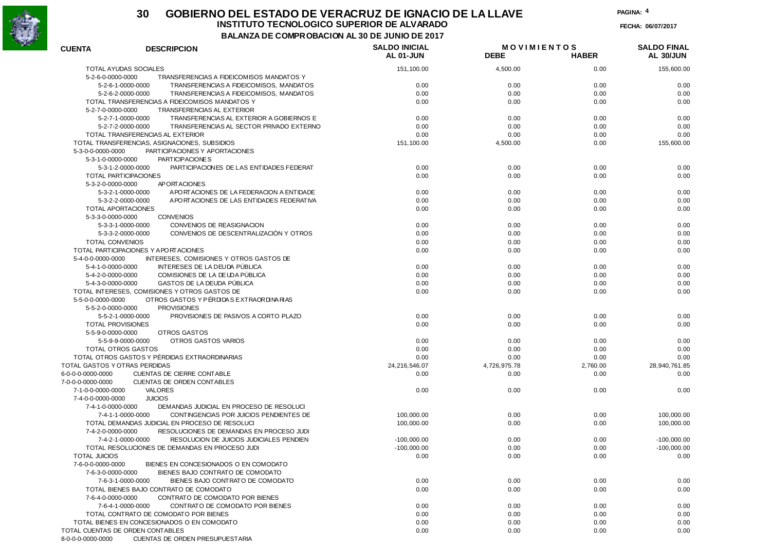# 30 GOBIERNO DEL ESTADO DE VERACRUZ DE IGNACIO DE LA LLAVE

## INSTITUTO TECNOLOGICO SUPERIOR DE ALVARADO

### BALANZA DE COMPROBACION AL 30 DE JUNIO DE 2017

FECHA: 06/07/2017

| CUENTA | DESCRIPCION | SALDO INICIAL AL 01-JUN | MOVIMIENTOS DEBE | MOVIMIENTOS HABER | SALDO FINAL AL 30/JUN |
|---|---|---|---|---|---|
| TOTAL AYUDAS SOCIALES | | 151,100.00 | 4,500.00 | 0.00 | 155,600.00 |
| 5-2-6-0-0000-0000 | TRANSFERENCIAS A FIDEICOMISOS MANDATOS Y | | | | |
| 5-2-6-1-0000-0000 | TRANSFERENCIAS A FIDEICOMISOS, MANDATOS | 0.00 | 0.00 | 0.00 | 0.00 |
| 5-2-6-2-0000-0000 | TRANSFERENCIAS A FIDEICOMISOS, MANDATOS | 0.00 | 0.00 | 0.00 | 0.00 |
| TOTAL TRANSFERENCIAS A FIDEICOMISOS MANDATOS Y | | 0.00 | 0.00 | 0.00 | 0.00 |
| 5-2-7-0-0000-0000 | TRANSFERENCIAS AL EXTERIOR | | | | |
| 5-2-7-1-0000-0000 | TRANSFERENCIAS AL EXTERIOR A GOBIERNOS E | 0.00 | 0.00 | 0.00 | 0.00 |
| 5-2-7-2-0000-0000 | TRANSFERENCIAS AL SECTOR PRIVADO EXTERNO | 0.00 | 0.00 | 0.00 | 0.00 |
| TOTAL TRANSFERENCIAS AL EXTERIOR | | 0.00 | 0.00 | 0.00 | 0.00 |
| TOTAL TRANSFERENCIAS, ASIGNACIONES, SUBSIDIOS | | 151,100.00 | 4,500.00 | 0.00 | 155,600.00 |
| 5-3-0-0-0000-0000 | PARTICIPACIONES Y APORTACIONES | | | | |
| 5-3-1-0-0000-0000 | PARTICIPACIONES | | | | |
| 5-3-1-2-0000-0000 | PARTICIPACIONES DE LAS ENTIDADES FEDERAT | 0.00 | 0.00 | 0.00 | 0.00 |
| TOTAL PARTICIPACIONES | | 0.00 | 0.00 | 0.00 | 0.00 |
| 5-3-2-0-0000-0000 | APORTACIONES | | | | |
| 5-3-2-1-0000-0000 | APORTACIONES DE LA FEDERACION A ENTIDADE | 0.00 | 0.00 | 0.00 | 0.00 |
| 5-3-2-2-0000-0000 | APORTACIONES DE LAS ENTIDADES FEDERATIVA | 0.00 | 0.00 | 0.00 | 0.00 |
| TOTAL APORTACIONES | | 0.00 | 0.00 | 0.00 | 0.00 |
| 5-3-3-0-0000-0000 | CONVENIOS | | | | |
| 5-3-3-1-0000-0000 | CONVENIOS DE REASIGNACION | 0.00 | 0.00 | 0.00 | 0.00 |
| 5-3-3-2-0000-0000 | CONVENIOS DE DESCENTRALIZACIÓN Y OTROS | 0.00 | 0.00 | 0.00 | 0.00 |
| TOTAL CONVENIOS | | 0.00 | 0.00 | 0.00 | 0.00 |
| TOTAL PARTICIPACIONES Y APORTACIONES | | 0.00 | 0.00 | 0.00 | 0.00 |
| 5-4-0-0-0000-0000 | INTERESES, COMISIONES Y OTROS GASTOS DE | | | | |
| 5-4-1-0-0000-0000 | INTERESES DE LA DEUDA PÚBLICA | 0.00 | 0.00 | 0.00 | 0.00 |
| 5-4-2-0-0000-0000 | COMISIONES DE LA DEUDA PÚBLICA | 0.00 | 0.00 | 0.00 | 0.00 |
| 5-4-3-0-0000-0000 | GASTOS DE LA DEUDA PÚBLICA | 0.00 | 0.00 | 0.00 | 0.00 |
| TOTAL INTERESES, COMISIONES Y OTROS GASTOS DE | | 0.00 | 0.00 | 0.00 | 0.00 |
| 5-5-0-0-0000-0000 | OTROS GASTOS Y PÉRDIDAS EXTRAORDINARIAS | | | | |
| 5-5-2-0-0000-0000 | PROVISIONES | | | | |
| 5-5-2-1-0000-0000 | PROVISIONES DE PASIVOS A CORTO PLAZO | 0.00 | 0.00 | 0.00 | 0.00 |
| TOTAL PROVISIONES | | 0.00 | 0.00 | 0.00 | 0.00 |
| 5-5-9-0-0000-0000 | OTROS GASTOS | | | | |
| 5-5-9-9-0000-0000 | OTROS GASTOS VARIOS | 0.00 | 0.00 | 0.00 | 0.00 |
| TOTAL OTROS GASTOS | | 0.00 | 0.00 | 0.00 | 0.00 |
| TOTAL OTROS GASTOS Y PÉRDIDAS EXTRAORDINARIAS | | 0.00 | 0.00 | 0.00 | 0.00 |
| TOTAL GASTOS Y OTRAS PERDIDAS | | 24,216,546.07 | 4,726,975.78 | 2,760.00 | 28,940,761.85 |
| 6-0-0-0-0000-0000 | CUENTAS DE CIERRE CONTABLE | 0.00 | 0.00 | 0.00 | 0.00 |
| 7-0-0-0-0000-0000 | CUENTAS DE ORDEN CONTABLES | | | | |
| 7-1-0-0-0000-0000 | VALORES | 0.00 | 0.00 | 0.00 | 0.00 |
| 7-4-0-0-0000-0000 | JUICIOS | | | | |
| 7-4-1-0-0000-0000 | DEMANDAS JUDICIAL EN PROCESO DE RESOLUCI | | | | |
| 7-4-1-1-0000-0000 | CONTINGENCIAS POR JUICIOS PENDIENTES DE | 100,000.00 | 0.00 | 0.00 | 100,000.00 |
| TOTAL DEMANDAS JUDICIAL EN PROCESO DE RESOLUCI | | 100,000.00 | 0.00 | 0.00 | 100,000.00 |
| 7-4-2-0-0000-0000 | RESOLUCIONES DE DEMANDAS EN PROCESO JUDI | | | | |
| 7-4-2-1-0000-0000 | RESOLUCION DE JUICIOS JUDICIALES PENDIEN | -100,000.00 | 0.00 | 0.00 | -100,000.00 |
| TOTAL RESOLUCIONES DE DEMANDAS EN PROCESO JUDI | | -100,000.00 | 0.00 | 0.00 | -100,000.00 |
| TOTAL JUICIOS | | 0.00 | 0.00 | 0.00 | 0.00 |
| 7-6-0-0-0000-0000 | BIENES EN CONCESIONADOS O EN COMODATO | | | | |
| 7-6-3-0-0000-0000 | BIENES BAJO CONTRATO DE COMODATO | | | | |
| 7-6-3-1-0000-0000 | BIENES BAJO CONTRATO DE COMODATO | 0.00 | 0.00 | 0.00 | 0.00 |
| TOTAL BIENES BAJO CONTRATO DE COMODATO | | 0.00 | 0.00 | 0.00 | 0.00 |
| 7-6-4-0-0000-0000 | CONTRATO DE COMODATO POR BIENES | | | | |
| 7-6-4-1-0000-0000 | CONTRATO DE COMODATO POR BIENES | 0.00 | 0.00 | 0.00 | 0.00 |
| TOTAL CONTRATO DE COMODATO POR BIENES | | 0.00 | 0.00 | 0.00 | 0.00 |
| TOTAL BIENES EN CONCESIONADOS O EN COMODATO | | 0.00 | 0.00 | 0.00 | 0.00 |
| TOTAL CUENTAS DE ORDEN CONTABLES | | 0.00 | 0.00 | 0.00 | 0.00 |
| 8-0-0-0-0000-0000 | CUENTAS DE ORDEN PRESUPUESTARIA | | | | |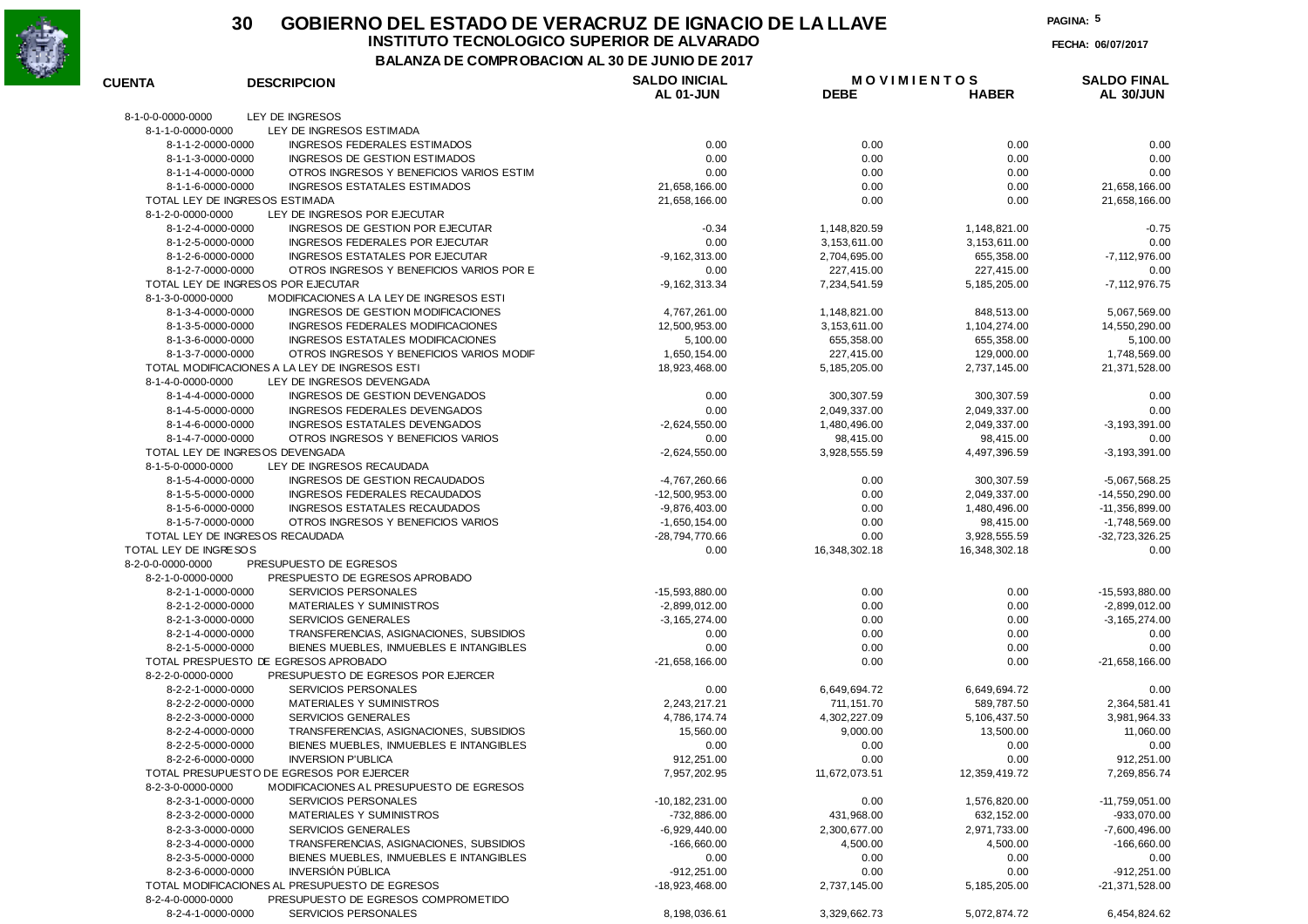# 30 GOBIERNO DEL ESTADO DE VERACRUZ DE IGNACIO DE LA LLAVE

## INSTITUTO TECNOLOGICO SUPERIOR DE ALVARADO

### BALANZA DE COMPROBACION AL 30 DE JUNIO DE 2017

FECHA: 06/07/2017

| CUENTA | DESCRIPCION | SALDO INICIAL AL 01-JUN | MOVIMIENTOS DEBE | MOVIMIENTOS HABER | SALDO FINAL AL 30/JUN |
|---|---|---|---|---|---|
| 8-1-0-0-0000-0000 | LEY DE INGRESOS | | | | |
| 8-1-1-0-0000-0000 | LEY DE INGRESOS ESTIMADA | | | | |
| 8-1-1-2-0000-0000 | INGRESOS FEDERALES ESTIMADOS | 0.00 | 0.00 | 0.00 | 0.00 |
| 8-1-1-3-0000-0000 | INGRESOS DE GESTION ESTIMADOS | 0.00 | 0.00 | 0.00 | 0.00 |
| 8-1-1-4-0000-0000 | OTROS INGRESOS Y BENEFICIOS VARIOS ESTIM | 0.00 | 0.00 | 0.00 | 0.00 |
| 8-1-1-6-0000-0000 | INGRESOS ESTATALES ESTIMADOS | 21,658,166.00 | 0.00 | 0.00 | 21,658,166.00 |
| TOTAL LEY DE INGRESOS ESTIMADA | | 21,658,166.00 | 0.00 | 0.00 | 21,658,166.00 |
| 8-1-2-0-0000-0000 | LEY DE INGRESOS POR EJECUTAR | | | | |
| 8-1-2-4-0000-0000 | INGRESOS DE GESTION POR EJECUTAR | -0.34 | 1,148,820.59 | 1,148,821.00 | -0.75 |
| 8-1-2-5-0000-0000 | INGRESOS FEDERALES POR EJECUTAR | 0.00 | 3,153,611.00 | 3,153,611.00 | 0.00 |
| 8-1-2-6-0000-0000 | INGRESOS ESTATALES POR EJECUTAR | -9,162,313.00 | 2,704,695.00 | 655,358.00 | -7,112,976.00 |
| 8-1-2-7-0000-0000 | OTROS INGRESOS Y BENEFICIOS VARIOS POR E | 0.00 | 227,415.00 | 227,415.00 | 0.00 |
| TOTAL LEY DE INGRESOS POR EJECUTAR | | -9,162,313.34 | 7,234,541.59 | 5,185,205.00 | -7,112,976.75 |
| 8-1-3-0-0000-0000 | MODIFICACIONES A LA LEY DE INGRESOS ESTI | | | | |
| 8-1-3-4-0000-0000 | INGRESOS DE GESTION MODIFICACIONES | 4,767,261.00 | 1,148,821.00 | 848,513.00 | 5,067,569.00 |
| 8-1-3-5-0000-0000 | INGRESOS FEDERALES MODIFICACIONES | 12,500,953.00 | 3,153,611.00 | 1,104,274.00 | 14,550,290.00 |
| 8-1-3-6-0000-0000 | INGRESOS ESTATALES MODIFICACIONES | 5,100.00 | 655,358.00 | 655,358.00 | 5,100.00 |
| 8-1-3-7-0000-0000 | OTROS INGRESOS Y BENEFICIOS VARIOS MODIF | 1,650,154.00 | 227,415.00 | 129,000.00 | 1,748,569.00 |
| TOTAL MODIFICACIONES A LA LEY DE INGRESOS ESTI | | 18,923,468.00 | 5,185,205.00 | 2,737,145.00 | 21,371,528.00 |
| 8-1-4-0-0000-0000 | LEY DE INGRESOS DEVENGADA | | | | |
| 8-1-4-4-0000-0000 | INGRESOS DE GESTION DEVENGADOS | 0.00 | 300,307.59 | 300,307.59 | 0.00 |
| 8-1-4-5-0000-0000 | INGRESOS FEDERALES DEVENGADOS | 0.00 | 2,049,337.00 | 2,049,337.00 | 0.00 |
| 8-1-4-6-0000-0000 | INGRESOS ESTATALES DEVENGADOS | -2,624,550.00 | 1,480,496.00 | 2,049,337.00 | -3,193,391.00 |
| 8-1-4-7-0000-0000 | OTROS INGRESOS Y BENEFICIOS VARIOS | 0.00 | 98,415.00 | 98,415.00 | 0.00 |
| TOTAL LEY DE INGRESOS DEVENGADA | | -2,624,550.00 | 3,928,555.59 | 4,497,396.59 | -3,193,391.00 |
| 8-1-5-0-0000-0000 | LEY DE INGRESOS RECAUDADA | | | | |
| 8-1-5-4-0000-0000 | INGRESOS DE GESTION RECAUDADOS | -4,767,260.66 | 0.00 | 300,307.59 | -5,067,568.25 |
| 8-1-5-5-0000-0000 | INGRESOS FEDERALES RECAUDADOS | -12,500,953.00 | 0.00 | 2,049,337.00 | -14,550,290.00 |
| 8-1-5-6-0000-0000 | INGRESOS ESTATALES RECAUDADOS | -9,876,403.00 | 0.00 | 1,480,496.00 | -11,356,899.00 |
| 8-1-5-7-0000-0000 | OTROS INGRESOS Y BENEFICIOS VARIOS | -1,650,154.00 | 0.00 | 98,415.00 | -1,748,569.00 |
| TOTAL LEY DE INGRESOS RECAUDADA | | -28,794,770.66 | 0.00 | 3,928,555.59 | -32,723,326.25 |
| TOTAL LEY DE INGRESOS | | 0.00 | 16,348,302.18 | 16,348,302.18 | 0.00 |
| 8-2-0-0-0000-0000 | PRESUPUESTO DE EGRESOS | | | | |
| 8-2-1-0-0000-0000 | PRESPUESTO DE EGRESOS APROBADO | | | | |
| 8-2-1-1-0000-0000 | SERVICIOS PERSONALES | -15,593,880.00 | 0.00 | 0.00 | -15,593,880.00 |
| 8-2-1-2-0000-0000 | MATERIALES Y SUMINISTROS | -2,899,012.00 | 0.00 | 0.00 | -2,899,012.00 |
| 8-2-1-3-0000-0000 | SERVICIOS GENERALES | -3,165,274.00 | 0.00 | 0.00 | -3,165,274.00 |
| 8-2-1-4-0000-0000 | TRANSFERENCIAS, ASIGNACIONES, SUBSIDIOS | 0.00 | 0.00 | 0.00 | 0.00 |
| 8-2-1-5-0000-0000 | BIENES MUEBLES, INMUEBLES E INTANGIBLES | 0.00 | 0.00 | 0.00 | 0.00 |
| TOTAL PRESPUESTO DE EGRESOS APROBADO | | -21,658,166.00 | 0.00 | 0.00 | -21,658,166.00 |
| 8-2-2-0-0000-0000 | PRESUPUESTO DE EGRESOS POR EJERCER | | | | |
| 8-2-2-1-0000-0000 | SERVICIOS PERSONALES | 0.00 | 6,649,694.72 | 6,649,694.72 | 0.00 |
| 8-2-2-2-0000-0000 | MATERIALES Y SUMINISTROS | 2,243,217.21 | 711,151.70 | 589,787.50 | 2,364,581.41 |
| 8-2-2-3-0000-0000 | SERVICIOS GENERALES | 4,786,174.74 | 4,302,227.09 | 5,106,437.50 | 3,981,964.33 |
| 8-2-2-4-0000-0000 | TRANSFERENCIAS, ASIGNACIONES, SUBSIDIOS | 15,560.00 | 9,000.00 | 13,500.00 | 11,060.00 |
| 8-2-2-5-0000-0000 | BIENES MUEBLES, INMUEBLES E INTANGIBLES | 0.00 | 0.00 | 0.00 | 0.00 |
| 8-2-2-6-0000-0000 | INVERSION P'UBLICA | 912,251.00 | 0.00 | 0.00 | 912,251.00 |
| TOTAL PRESUPUESTO DE EGRESOS POR EJERCER | | 7,957,202.95 | 11,672,073.51 | 12,359,419.72 | 7,269,856.74 |
| 8-2-3-0-0000-0000 | MODIFICACIONES AL PRESUPUESTO DE EGRESOS | | | | |
| 8-2-3-1-0000-0000 | SERVICIOS PERSONALES | -10,182,231.00 | 0.00 | 1,576,820.00 | -11,759,051.00 |
| 8-2-3-2-0000-0000 | MATERIALES Y SUMINISTROS | -732,886.00 | 431,968.00 | 632,152.00 | -933,070.00 |
| 8-2-3-3-0000-0000 | SERVICIOS GENERALES | -6,929,440.00 | 2,300,677.00 | 2,971,733.00 | -7,600,496.00 |
| 8-2-3-4-0000-0000 | TRANSFERENCIAS, ASIGNACIONES, SUBSIDIOS | -166,660.00 | 4,500.00 | 4,500.00 | -166,660.00 |
| 8-2-3-5-0000-0000 | BIENES MUEBLES, INMUEBLES E INTANGIBLES | 0.00 | 0.00 | 0.00 | 0.00 |
| 8-2-3-6-0000-0000 | INVERSIÓN PÚBLICA | -912,251.00 | 0.00 | 0.00 | -912,251.00 |
| TOTAL MODIFICACIONES AL PRESUPUESTO DE EGRESOS | | -18,923,468.00 | 2,737,145.00 | 5,185,205.00 | -21,371,528.00 |
| 8-2-4-0-0000-0000 | PRESUPUESTO DE EGRESOS COMPROMETIDO | | | | |
| 8-2-4-1-0000-0000 | SERVICIOS PERSONALES | 8,198,036.61 | 3,329,662.73 | 5,072,874.72 | 6,454,824.62 |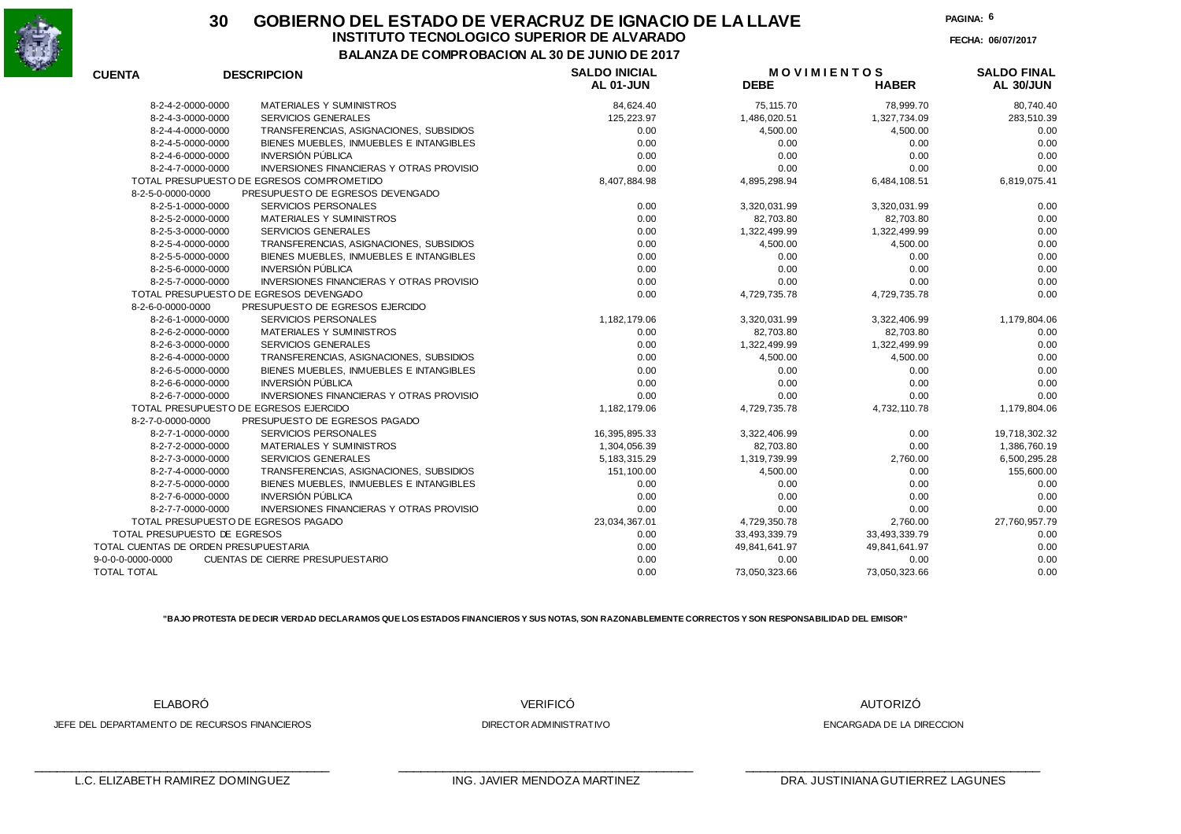# GOBIERNO DEL ESTADO DE VERACRUZ DE IGNACIO DE LA LLAVE

## INSTITUTO TECNOLOGICO SUPERIOR DE ALVARADO

### BALANZA DE COMPROBACION AL 30 DE JUNIO DE 2017

FECHA: 06/07/2017

| CUENTA | DESCRIPCION | SALDO INICIAL AL 01-JUN | MOVIMIENTOS DEBE | MOVIMIENTOS HABER | SALDO FINAL AL 30/JUN |
|---|---|---|---|---|---|
| 8-2-4-2-0000-0000 | MATERIALES Y SUMINISTROS | 84,624.40 | 75,115.70 | 78,999.70 | 80,740.40 |
| 8-2-4-3-0000-0000 | SERVICIOS GENERALES | 125,223.97 | 1,486,020.51 | 1,327,734.09 | 283,510.39 |
| 8-2-4-4-0000-0000 | TRANSFERENCIAS, ASIGNACIONES, SUBSIDIOS | 0.00 | 4,500.00 | 4,500.00 | 0.00 |
| 8-2-4-5-0000-0000 | BIENES MUEBLES, INMUEBLES E INTANGIBLES | 0.00 | 0.00 | 0.00 | 0.00 |
| 8-2-4-6-0000-0000 | INVERSIÓN PÚBLICA | 0.00 | 0.00 | 0.00 | 0.00 |
| 8-2-4-7-0000-0000 | INVERSIONES FINANCIERAS Y OTRAS PROVISIO | 0.00 | 0.00 | 0.00 | 0.00 |
| TOTAL PRESUPUESTO DE EGRESOS COMPROMETIDO | | 8,407,884.98 | 4,895,298.94 | 6,484,108.51 | 6,819,075.41 |
| 8-2-5-0-0000-0000 | PRESUPUESTO DE EGRESOS DEVENGADO | | | | |
| 8-2-5-1-0000-0000 | SERVICIOS PERSONALES | 0.00 | 3,320,031.99 | 3,320,031.99 | 0.00 |
| 8-2-5-2-0000-0000 | MATERIALES Y SUMINISTROS | 0.00 | 82,703.80 | 82,703.80 | 0.00 |
| 8-2-5-3-0000-0000 | SERVICIOS GENERALES | 0.00 | 1,322,499.99 | 1,322,499.99 | 0.00 |
| 8-2-5-4-0000-0000 | TRANSFERENCIAS, ASIGNACIONES, SUBSIDIOS | 0.00 | 4,500.00 | 4,500.00 | 0.00 |
| 8-2-5-5-0000-0000 | BIENES MUEBLES, INMUEBLES E INTANGIBLES | 0.00 | 0.00 | 0.00 | 0.00 |
| 8-2-5-6-0000-0000 | INVERSIÓN PÚBLICA | 0.00 | 0.00 | 0.00 | 0.00 |
| 8-2-5-7-0000-0000 | INVERSIONES FINANCIERAS Y OTRAS PROVISIO | 0.00 | 0.00 | 0.00 | 0.00 |
| TOTAL PRESUPUESTO DE EGRESOS DEVENGADO | | 0.00 | 4,729,735.78 | 4,729,735.78 | 0.00 |
| 8-2-6-0-0000-0000 | PRESUPUESTO DE EGRESOS EJERCIDO | | | | |
| 8-2-6-1-0000-0000 | SERVICIOS PERSONALES | 1,182,179.06 | 3,320,031.99 | 3,322,406.99 | 1,179,804.06 |
| 8-2-6-2-0000-0000 | MATERIALES Y SUMINISTROS | 0.00 | 82,703.80 | 82,703.80 | 0.00 |
| 8-2-6-3-0000-0000 | SERVICIOS GENERALES | 0.00 | 1,322,499.99 | 1,322,499.99 | 0.00 |
| 8-2-6-4-0000-0000 | TRANSFERENCIAS, ASIGNACIONES, SUBSIDIOS | 0.00 | 4,500.00 | 4,500.00 | 0.00 |
| 8-2-6-5-0000-0000 | BIENES MUEBLES, INMUEBLES E INTANGIBLES | 0.00 | 0.00 | 0.00 | 0.00 |
| 8-2-6-6-0000-0000 | INVERSIÓN PÚBLICA | 0.00 | 0.00 | 0.00 | 0.00 |
| 8-2-6-7-0000-0000 | INVERSIONES FINANCIERAS Y OTRAS PROVISIO | 0.00 | 0.00 | 0.00 | 0.00 |
| TOTAL PRESUPUESTO DE EGRESOS EJERCIDO | | 1,182,179.06 | 4,729,735.78 | 4,732,110.78 | 1,179,804.06 |
| 8-2-7-0-0000-0000 | PRESUPUESTO DE EGRESOS PAGADO | | | | |
| 8-2-7-1-0000-0000 | SERVICIOS PERSONALES | 16,395,895.33 | 3,322,406.99 | 0.00 | 19,718,302.32 |
| 8-2-7-2-0000-0000 | MATERIALES Y SUMINISTROS | 1,304,056.39 | 82,703.80 | 0.00 | 1,386,760.19 |
| 8-2-7-3-0000-0000 | SERVICIOS GENERALES | 5,183,315.29 | 1,319,739.99 | 2,760.00 | 6,500,295.28 |
| 8-2-7-4-0000-0000 | TRANSFERENCIAS, ASIGNACIONES, SUBSIDIOS | 151,100.00 | 4,500.00 | 0.00 | 155,600.00 |
| 8-2-7-5-0000-0000 | BIENES MUEBLES, INMUEBLES E INTANGIBLES | 0.00 | 0.00 | 0.00 | 0.00 |
| 8-2-7-6-0000-0000 | INVERSIÓN PÚBLICA | 0.00 | 0.00 | 0.00 | 0.00 |
| 8-2-7-7-0000-0000 | INVERSIONES FINANCIERAS Y OTRAS PROVISIO | 0.00 | 0.00 | 0.00 | 0.00 |
| TOTAL PRESUPUESTO DE EGRESOS PAGADO | | 23,034,367.01 | 4,729,350.78 | 2,760.00 | 27,760,957.79 |
| TOTAL PRESUPUESTO DE EGRESOS | | 0.00 | 33,493,339.79 | 33,493,339.79 | 0.00 |
| TOTAL CUENTAS DE ORDEN PRESUPUESTARIA | | 0.00 | 49,841,641.97 | 49,841,641.97 | 0.00 |
| 9-0-0-0-0000-0000 | CUENTAS DE CIERRE PRESUPUESTARIO | 0.00 | 0.00 | 0.00 | 0.00 |
| TOTAL TOTAL | | 0.00 | 73,050,323.66 | 73,050,323.66 | 0.00 |

**"BAJO PROTESTA DE DECIR VERDAD DECLARAMOS QUE LOS ESTADOS FINANCIEROS Y SUS NOTAS, SON RAZONABLEMENTE CORRECTOS Y SON RESPONSABILIDAD DEL EMISOR"**

| ELABORÓ | VERIFICÓ | AUTORIZÓ |
|---|---|---|
| JEFE DEL DEPARTAMENTO DE RECURSOS FINANCIEROS | DIRECTOR ADMINISTRATIVO | ENCARGADA DE LA DIRECCION |
| L.C. ELIZABETH RAMIREZ DOMINGUEZ | ING. JAVIER MENDOZA MARTINEZ | DRA. JUSTINIANA GUTIERREZ LAGUNES |